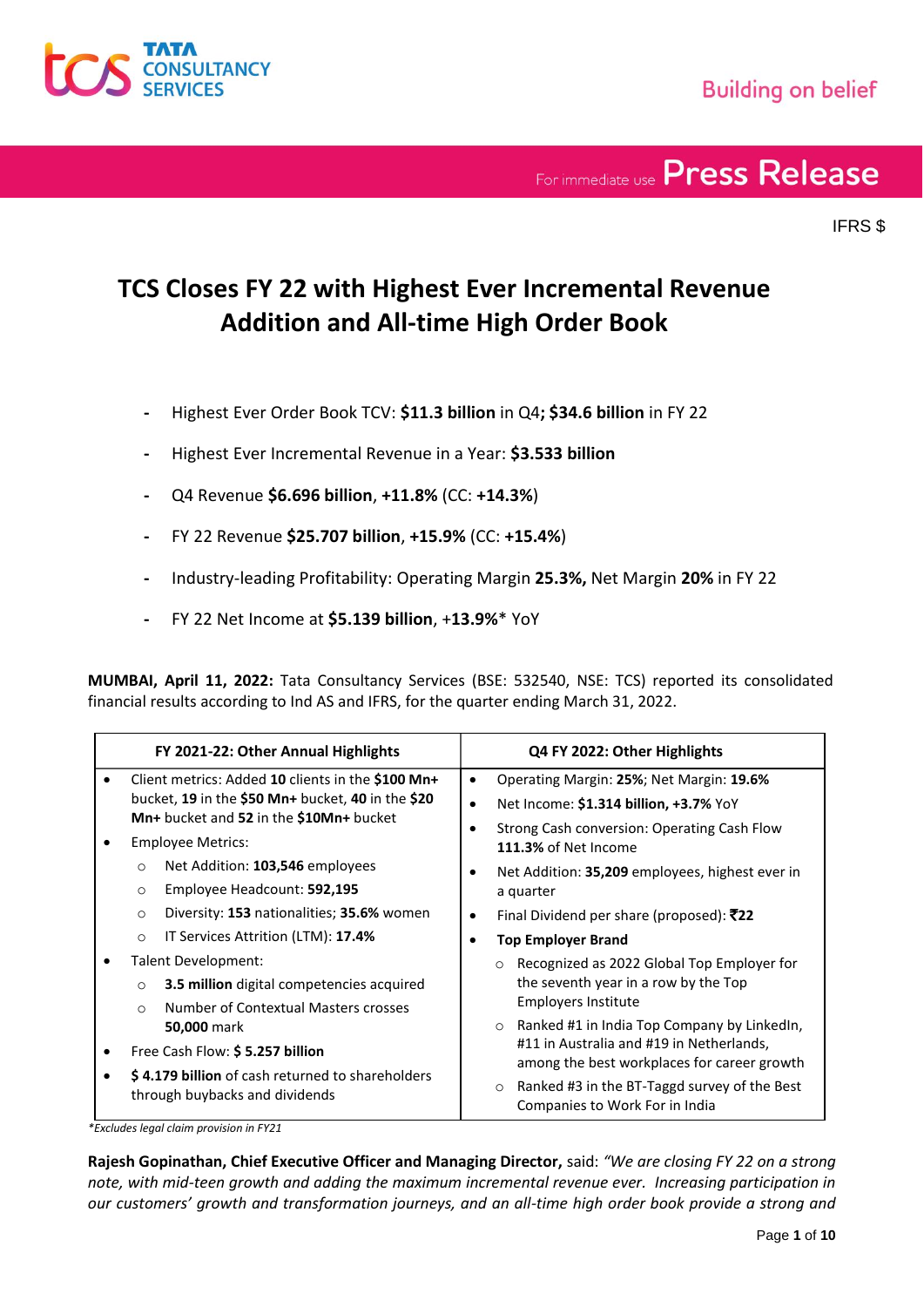For immediate use **Press Release**

IFRS $

# TCS Closes FY 22 with Highest Ever Incremental Revenue Addition and All-time High Order Book

- Highest Ever Order Book TCV: **$11.3 billion** in Q4**; $34.6 billion** in FY 22
- Highest Ever Incremental Revenue in a Year: **$3.533 billion**
- Q4 Revenue **$6.696 billion**, **+11.8%** (CC: **+14.3%**)
- FY 22 Revenue **$25.707 billion**, **+15.9%** (CC: **+15.4%**)
- Industry-leading Profitability: Operating Margin **25.3%,** Net Margin **20%** in FY 22
- FY 22 Net Income at **$5.139 billion**, +**13.9%*** YoY

**MUMBAI, April 11, 2022:** Tata Consultancy Services (BSE: 532540, NSE: TCS) reported its consolidated financial results according to Ind AS and IFRS, for the quarter ending March 31, 2022.

| FY 2021-22: Other Annual Highlights | Q4 FY 2022: Other Highlights |
|---|---|
| • Client metrics: Added **10** clients in the **$100 Mn+** bucket, **19** in the **$50 Mn+** bucket, **40** in the **$20 Mn+** bucket and **52** in the **$10Mn+** bucket<br>• Employee Metrics:<br>  ○ Net Addition: **103,546** employees<br>  ○ Employee Headcount: **592,195**<br>  ○ Diversity: **153** nationalities; **35.6%** women<br>  ○ IT Services Attrition (LTM): **17.4%**<br>• Talent Development:<br>  ○ **3.5 million** digital competencies acquired<br>  ○ Number of Contextual Masters crosses **50,000** mark<br>• Free Cash Flow: **$ 5.257 billion**<br>• **$ 4.179 billion** of cash returned to shareholders through buybacks and dividends | • Operating Margin: **25%**; Net Margin: **19.6%**<br>• Net Income: **$1.314 billion, +3.7%** YoY<br>• Strong Cash conversion: Operating Cash Flow **111.3%** of Net Income<br>• Net Addition: **35,209** employees, highest ever in a quarter<br>• Final Dividend per share (proposed): **₹22**<br>• **Top Employer Brand**<br>  ○ Recognized as 2022 Global Top Employer for the seventh year in a row by the Top Employers Institute<br>  ○ Ranked #1 in India Top Company by LinkedIn, #11 in Australia and #19 in Netherlands, among the best workplaces for career growth<br>  ○ Ranked #3 in the BT-Taggd survey of the Best Companies to Work For in India |

*\*Excludes legal claim provision in FY21*

**Rajesh Gopinathan, Chief Executive Officer and Managing Director,** said: *"We are closing FY 22 on a strong note, with mid-teen growth and adding the maximum incremental revenue ever. Increasing participation in our customers' growth and transformation journeys, and an all-time high order book provide a strong and*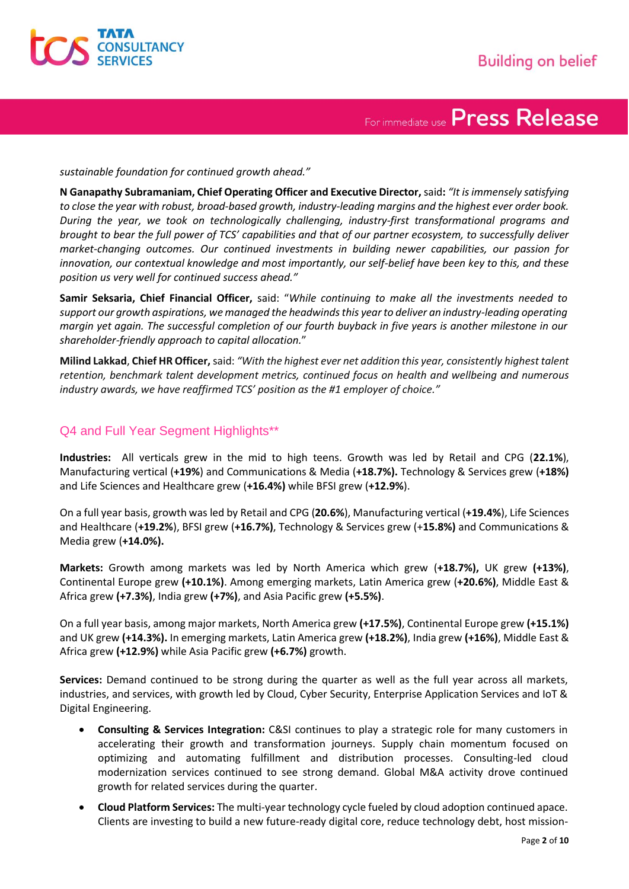*sustainable foundation for continued growth ahead."*

**N Ganapathy Subramaniam, Chief Operating Officer and Executive Director,** said**:** *"It is immensely satisfying to close the year with robust, broad-based growth, industry-leading margins and the highest ever order book. During the year, we took on technologically challenging, industry-first transformational programs and brought to bear the full power of TCS' capabilities and that of our partner ecosystem, to successfully deliver market-changing outcomes. Our continued investments in building newer capabilities, our passion for innovation, our contextual knowledge and most importantly, our self-belief have been key to this, and these position us very well for continued success ahead."*

**Samir Seksaria, Chief Financial Officer,** said: "*While continuing to make all the investments needed to support our growth aspirations, we managed the headwinds this year to deliver an industry-leading operating margin yet again. The successful completion of our fourth buyback in five years is another milestone in our shareholder-friendly approach to capital allocation.*"

**Milind Lakkad**, **Chief HR Officer,** said: *"With the highest ever net addition this year, consistently highest talent retention, benchmark talent development metrics, continued focus on health and wellbeing and numerous industry awards, we have reaffirmed TCS' position as the #1 employer of choice."*

## Q4 and Full Year Segment Highlights**

**Industries:** All verticals grew in the mid to high teens. Growth was led by Retail and CPG (**22.1%**), Manufacturing vertical (**+19%**) and Communications & Media (**+18.7%).** Technology & Services grew (**+18%)** and Life Sciences and Healthcare grew (**+16.4%)** while BFSI grew (**+12.9%**).

On a full year basis, growth was led by Retail and CPG (**20.6%**), Manufacturing vertical (**+19.4%**), Life Sciences and Healthcare (**+19.2%**), BFSI grew (**+16.7%)**, Technology & Services grew (+**15.8%)** and Communications & Media grew (**+14.0%).**

**Markets:** Growth among markets was led by North America which grew (**+18.7%),** UK grew **(+13%)**, Continental Europe grew **(+10.1%)**. Among emerging markets, Latin America grew (**+20.6%)**, Middle East & Africa grew **(+7.3%)**, India grew **(+7%)**, and Asia Pacific grew **(+5.5%)**.

On a full year basis, among major markets, North America grew **(+17.5%)**, Continental Europe grew **(+15.1%)** and UK grew **(+14.3%).** In emerging markets, Latin America grew **(+18.2%)**, India grew **(+16%)**, Middle East & Africa grew **(+12.9%)** while Asia Pacific grew **(+6.7%)** growth.

**Services:** Demand continued to be strong during the quarter as well as the full year across all markets, industries, and services, with growth led by Cloud, Cyber Security, Enterprise Application Services and IoT & Digital Engineering.

- **Consulting & Services Integration:** C&SI continues to play a strategic role for many customers in accelerating their growth and transformation journeys. Supply chain momentum focused on optimizing and automating fulfillment and distribution processes. Consulting-led cloud modernization services continued to see strong demand. Global M&A activity drove continued growth for related services during the quarter.
- **Cloud Platform Services:** The multi-year technology cycle fueled by cloud adoption continued apace. Clients are investing to build a new future-ready digital core, reduce technology debt, host mission-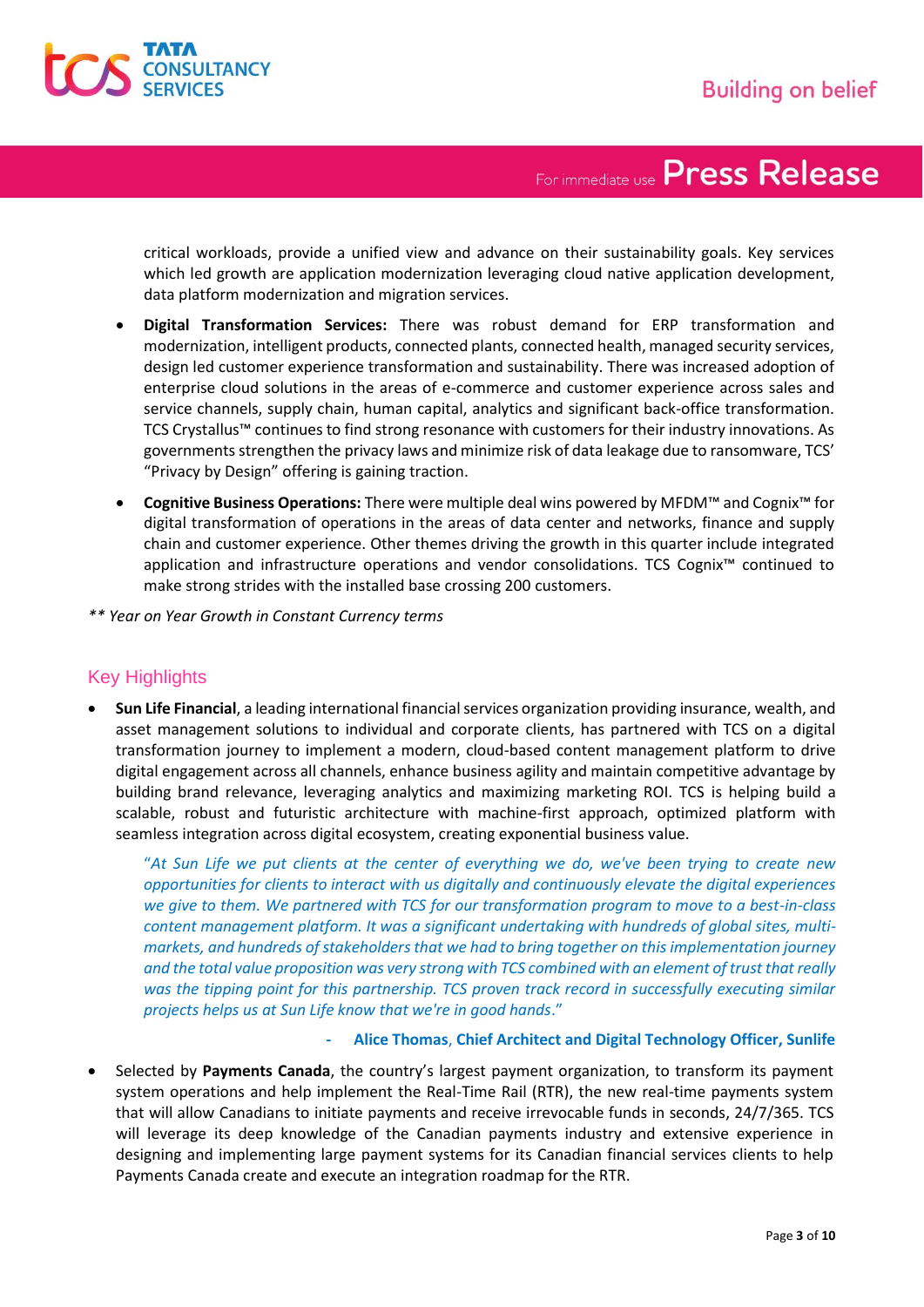critical workloads, provide a unified view and advance on their sustainability goals. Key services which led growth are application modernization leveraging cloud native application development, data platform modernization and migration services.

- **Digital Transformation Services:** There was robust demand for ERP transformation and modernization, intelligent products, connected plants, connected health, managed security services, design led customer experience transformation and sustainability. There was increased adoption of enterprise cloud solutions in the areas of e-commerce and customer experience across sales and service channels, supply chain, human capital, analytics and significant back-office transformation. TCS Crystallus™ continues to find strong resonance with customers for their industry innovations. As governments strengthen the privacy laws and minimize risk of data leakage due to ransomware, TCS' "Privacy by Design" offering is gaining traction.

- **Cognitive Business Operations:** There were multiple deal wins powered by MFDM™ and Cognix™ for digital transformation of operations in the areas of data center and networks, finance and supply chain and customer experience. Other themes driving the growth in this quarter include integrated application and infrastructure operations and vendor consolidations. TCS Cognix™ continued to make strong strides with the installed base crossing 200 customers.

*** Year on Year Growth in Constant Currency terms*

## Key Highlights

- **Sun Life Financial**, a leading international financial services organization providing insurance, wealth, and asset management solutions to individual and corporate clients, has partnered with TCS on a digital transformation journey to implement a modern, cloud-based content management platform to drive digital engagement across all channels, enhance business agility and maintain competitive advantage by building brand relevance, leveraging analytics and maximizing marketing ROI. TCS is helping build a scalable, robust and futuristic architecture with machine-first approach, optimized platform with seamless integration across digital ecosystem, creating exponential business value.

  *"At Sun Life we put clients at the center of everything we do, we've been trying to create new opportunities for clients to interact with us digitally and continuously elevate the digital experiences we give to them. We partnered with TCS for our transformation program to move to a best-in-class content management platform. It was a significant undertaking with hundreds of global sites, multi-markets, and hundreds of stakeholders that we had to bring together on this implementation journey and the total value proposition was very strong with TCS combined with an element of trust that really was the tipping point for this partnership. TCS proven track record in successfully executing similar projects helps us at Sun Life know that we're in good hands."*

  **- Alice Thomas, Chief Architect and Digital Technology Officer, Sunlife**

- Selected by **Payments Canada**, the country's largest payment organization, to transform its payment system operations and help implement the Real-Time Rail (RTR), the new real-time payments system that will allow Canadians to initiate payments and receive irrevocable funds in seconds, 24/7/365. TCS will leverage its deep knowledge of the Canadian payments industry and extensive experience in designing and implementing large payment systems for its Canadian financial services clients to help Payments Canada create and execute an integration roadmap for the RTR.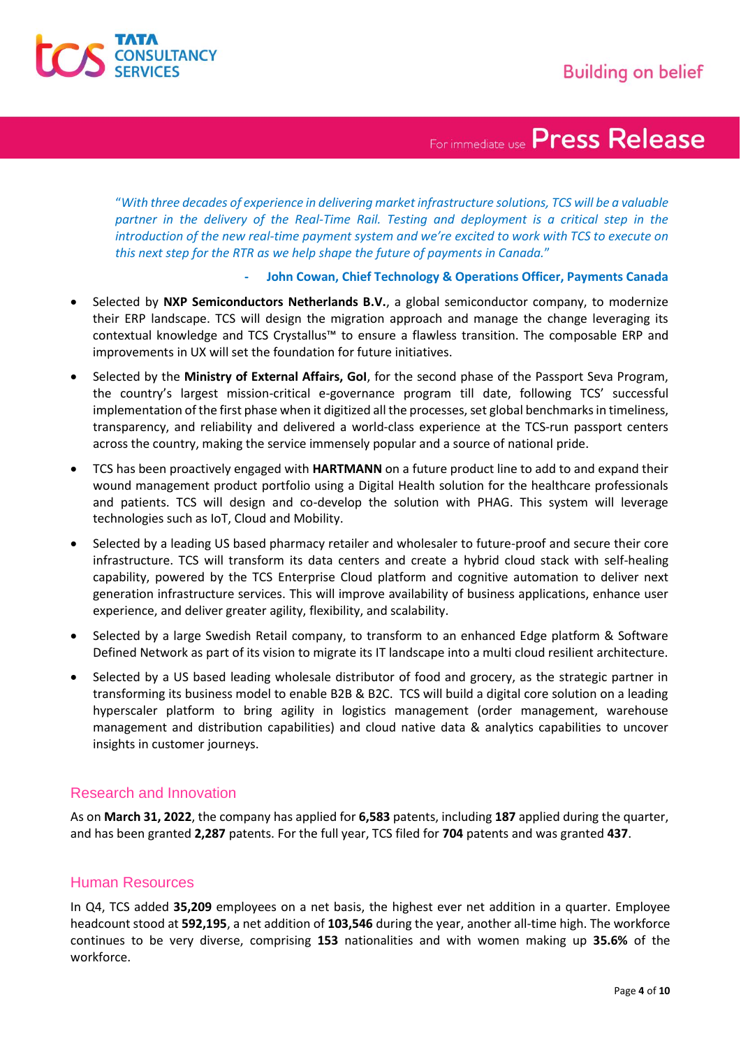*"With three decades of experience in delivering market infrastructure solutions, TCS will be a valuable partner in the delivery of the Real-Time Rail. Testing and deployment is a critical step in the introduction of the new real-time payment system and we're excited to work with TCS to execute on this next step for the RTR as we help shape the future of payments in Canada."*

**- John Cowan, Chief Technology & Operations Officer, Payments Canada**

- Selected by **NXP Semiconductors Netherlands B.V.**, a global semiconductor company, to modernize their ERP landscape. TCS will design the migration approach and manage the change leveraging its contextual knowledge and TCS Crystallus™ to ensure a flawless transition. The composable ERP and improvements in UX will set the foundation for future initiatives.
- Selected by the **Ministry of External Affairs, GoI**, for the second phase of the Passport Seva Program, the country's largest mission-critical e-governance program till date, following TCS' successful implementation of the first phase when it digitized all the processes, set global benchmarks in timeliness, transparency, and reliability and delivered a world-class experience at the TCS-run passport centers across the country, making the service immensely popular and a source of national pride.
- TCS has been proactively engaged with **HARTMANN** on a future product line to add to and expand their wound management product portfolio using a Digital Health solution for the healthcare professionals and patients. TCS will design and co-develop the solution with PHAG. This system will leverage technologies such as IoT, Cloud and Mobility.
- Selected by a leading US based pharmacy retailer and wholesaler to future-proof and secure their core infrastructure. TCS will transform its data centers and create a hybrid cloud stack with self-healing capability, powered by the TCS Enterprise Cloud platform and cognitive automation to deliver next generation infrastructure services. This will improve availability of business applications, enhance user experience, and deliver greater agility, flexibility, and scalability.
- Selected by a large Swedish Retail company, to transform to an enhanced Edge platform & Software Defined Network as part of its vision to migrate its IT landscape into a multi cloud resilient architecture.
- Selected by a US based leading wholesale distributor of food and grocery, as the strategic partner in transforming its business model to enable B2B & B2C. TCS will build a digital core solution on a leading hyperscaler platform to bring agility in logistics management (order management, warehouse management and distribution capabilities) and cloud native data & analytics capabilities to uncover insights in customer journeys.

## Research and Innovation

As on **March 31, 2022**, the company has applied for **6,583** patents, including **187** applied during the quarter, and has been granted **2,287** patents. For the full year, TCS filed for **704** patents and was granted **437**.

## Human Resources

In Q4, TCS added **35,209** employees on a net basis, the highest ever net addition in a quarter. Employee headcount stood at **592,195**, a net addition of **103,546** during the year, another all-time high. The workforce continues to be very diverse, comprising **153** nationalities and with women making up **35.6%** of the workforce.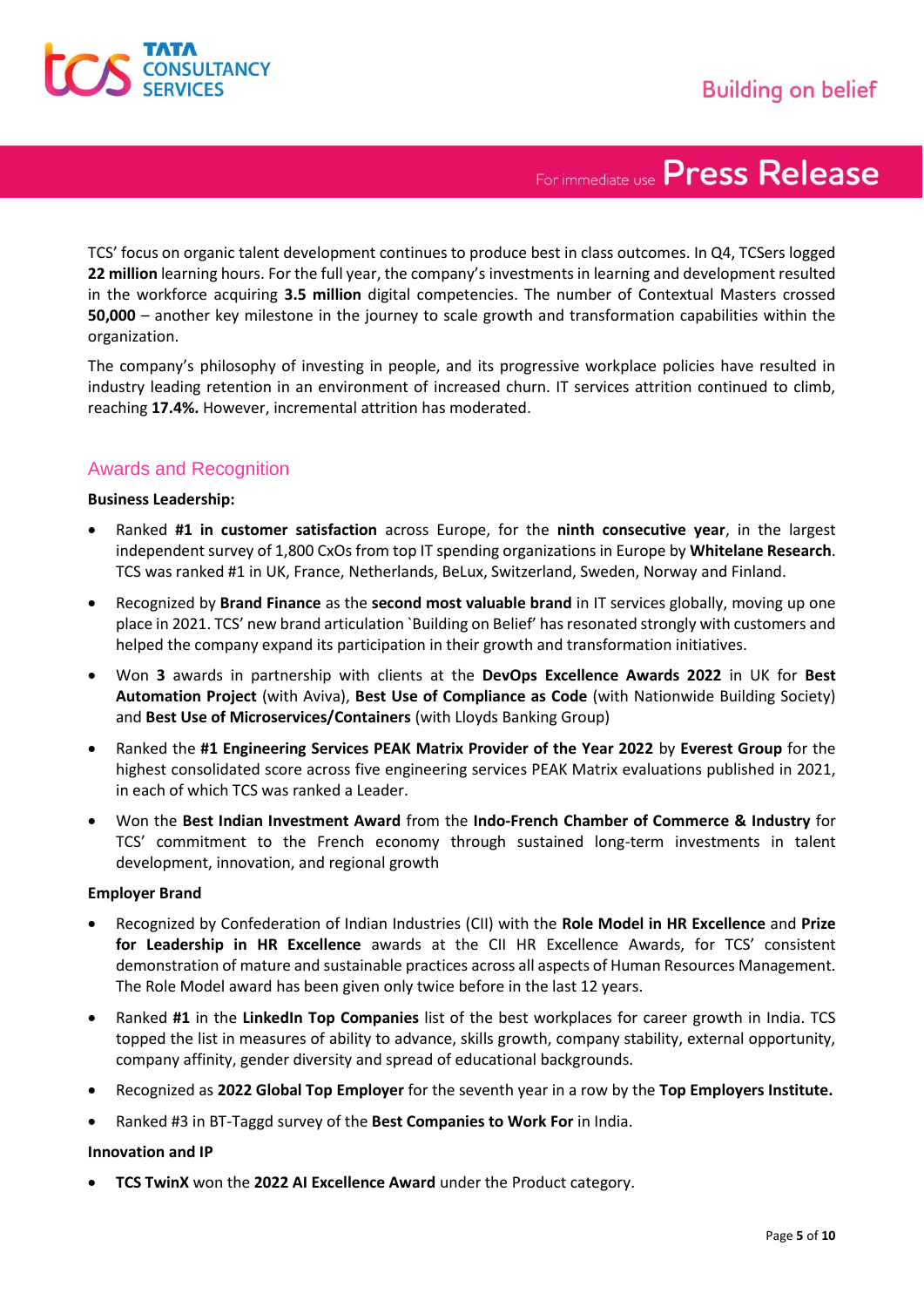TCS' focus on organic talent development continues to produce best in class outcomes. In Q4, TCSers logged **22 million** learning hours. For the full year, the company's investments in learning and development resulted in the workforce acquiring **3.5 million** digital competencies. The number of Contextual Masters crossed **50,000** – another key milestone in the journey to scale growth and transformation capabilities within the organization.

The company's philosophy of investing in people, and its progressive workplace policies have resulted in industry leading retention in an environment of increased churn. IT services attrition continued to climb, reaching **17.4%.** However, incremental attrition has moderated.

## Awards and Recognition

**Business Leadership:**

- Ranked **#1 in customer satisfaction** across Europe, for the **ninth consecutive year**, in the largest independent survey of 1,800 CxOs from top IT spending organizations in Europe by **Whitelane Research**. TCS was ranked #1 in UK, France, Netherlands, BeLux, Switzerland, Sweden, Norway and Finland.
- Recognized by **Brand Finance** as the **second most valuable brand** in IT services globally, moving up one place in 2021. TCS' new brand articulation `Building on Belief' has resonated strongly with customers and helped the company expand its participation in their growth and transformation initiatives.
- Won **3** awards in partnership with clients at the **DevOps Excellence Awards 2022** in UK for **Best Automation Project** (with Aviva), **Best Use of Compliance as Code** (with Nationwide Building Society) and **Best Use of Microservices/Containers** (with Lloyds Banking Group)
- Ranked the **#1 Engineering Services PEAK Matrix Provider of the Year 2022** by **Everest Group** for the highest consolidated score across five engineering services PEAK Matrix evaluations published in 2021, in each of which TCS was ranked a Leader.
- Won the **Best Indian Investment Award** from the **Indo-French Chamber of Commerce & Industry** for TCS' commitment to the French economy through sustained long-term investments in talent development, innovation, and regional growth

**Employer Brand**

- Recognized by Confederation of Indian Industries (CII) with the **Role Model in HR Excellence** and **Prize for Leadership in HR Excellence** awards at the CII HR Excellence Awards, for TCS' consistent demonstration of mature and sustainable practices across all aspects of Human Resources Management. The Role Model award has been given only twice before in the last 12 years.
- Ranked **#1** in the **LinkedIn Top Companies** list of the best workplaces for career growth in India. TCS topped the list in measures of ability to advance, skills growth, company stability, external opportunity, company affinity, gender diversity and spread of educational backgrounds.
- Recognized as **2022 Global Top Employer** for the seventh year in a row by the **Top Employers Institute.**
- Ranked #3 in BT-Taggd survey of the **Best Companies to Work For** in India.

**Innovation and IP**

- **TCS TwinX** won the **2022 AI Excellence Award** under the Product category.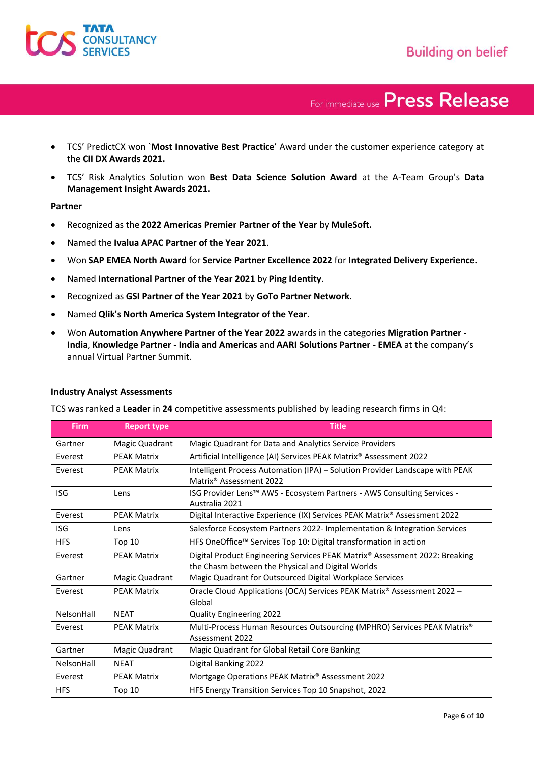- TCS' PredictCX won `**Most Innovative Best Practice**' Award under the customer experience category at the **CII DX Awards 2021.**
- TCS' Risk Analytics Solution won **Best Data Science Solution Award** at the A-Team Group's **Data Management Insight Awards 2021.**

**Partner**

- Recognized as the **2022 Americas Premier Partner of the Year** by **MuleSoft.**
- Named the **Ivalua APAC Partner of the Year 2021**.
- Won **SAP EMEA North Award** for **Service Partner Excellence 2022** for **Integrated Delivery Experience**.
- Named **International Partner of the Year 2021** by **Ping Identity**.
- Recognized as **GSI Partner of the Year 2021** by **GoTo Partner Network**.
- Named **Qlik's North America System Integrator of the Year**.
- Won **Automation Anywhere Partner of the Year 2022** awards in the categories **Migration Partner - India**, **Knowledge Partner - India and Americas** and **AARI Solutions Partner - EMEA** at the company's annual Virtual Partner Summit.

**Industry Analyst Assessments**

TCS was ranked a **Leader** in **24** competitive assessments published by leading research firms in Q4:

| Firm | Report type | Title |
|---|---|---|
| Gartner | Magic Quadrant | Magic Quadrant for Data and Analytics Service Providers |
| Everest | PEAK Matrix | Artificial Intelligence (AI) Services PEAK Matrix® Assessment 2022 |
| Everest | PEAK Matrix | Intelligent Process Automation (IPA) – Solution Provider Landscape with PEAK Matrix® Assessment 2022 |
| ISG | Lens | ISG Provider Lens™ AWS - Ecosystem Partners - AWS Consulting Services - Australia 2021 |
| Everest | PEAK Matrix | Digital Interactive Experience (IX) Services PEAK Matrix® Assessment 2022 |
| ISG | Lens | Salesforce Ecosystem Partners 2022- Implementation & Integration Services |
| HFS | Top 10 | HFS OneOffice™ Services Top 10: Digital transformation in action |
| Everest | PEAK Matrix | Digital Product Engineering Services PEAK Matrix® Assessment 2022: Breaking the Chasm between the Physical and Digital Worlds |
| Gartner | Magic Quadrant | Magic Quadrant for Outsourced Digital Workplace Services |
| Everest | PEAK Matrix | Oracle Cloud Applications (OCA) Services PEAK Matrix® Assessment 2022 – Global |
| NelsonHall | NEAT | Quality Engineering 2022 |
| Everest | PEAK Matrix | Multi-Process Human Resources Outsourcing (MPHRO) Services PEAK Matrix® Assessment 2022 |
| Gartner | Magic Quadrant | Magic Quadrant for Global Retail Core Banking |
| NelsonHall | NEAT | Digital Banking 2022 |
| Everest | PEAK Matrix | Mortgage Operations PEAK Matrix® Assessment 2022 |
| HFS | Top 10 | HFS Energy Transition Services Top 10 Snapshot, 2022 |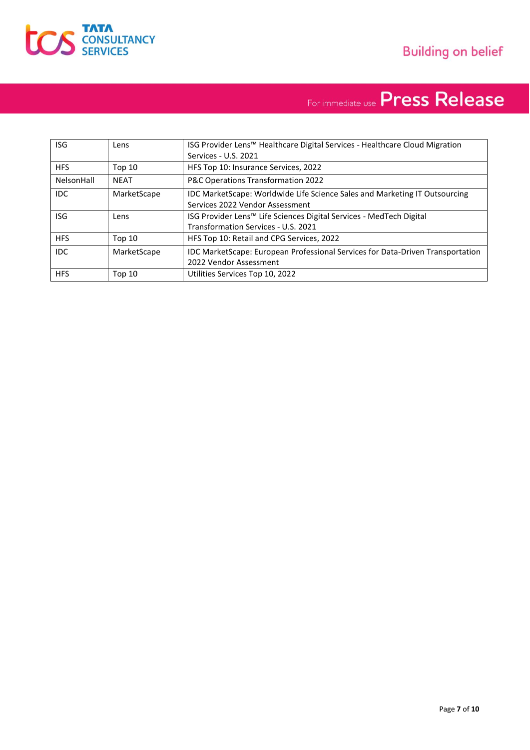| ISG | Lens | ISG Provider Lens™ Healthcare Digital Services - Healthcare Cloud Migration Services - U.S. 2021 |
|---|---|---|
| HFS | Top 10 | HFS Top 10: Insurance Services, 2022 |
| NelsonHall | NEAT | P&C Operations Transformation 2022 |
| IDC | MarketScape | IDC MarketScape: Worldwide Life Science Sales and Marketing IT Outsourcing Services 2022 Vendor Assessment |
| ISG | Lens | ISG Provider Lens™ Life Sciences Digital Services - MedTech Digital Transformation Services - U.S. 2021 |
| HFS | Top 10 | HFS Top 10: Retail and CPG Services, 2022 |
| IDC | MarketScape | IDC MarketScape: European Professional Services for Data-Driven Transportation 2022 Vendor Assessment |
| HFS | Top 10 | Utilities Services Top 10, 2022 |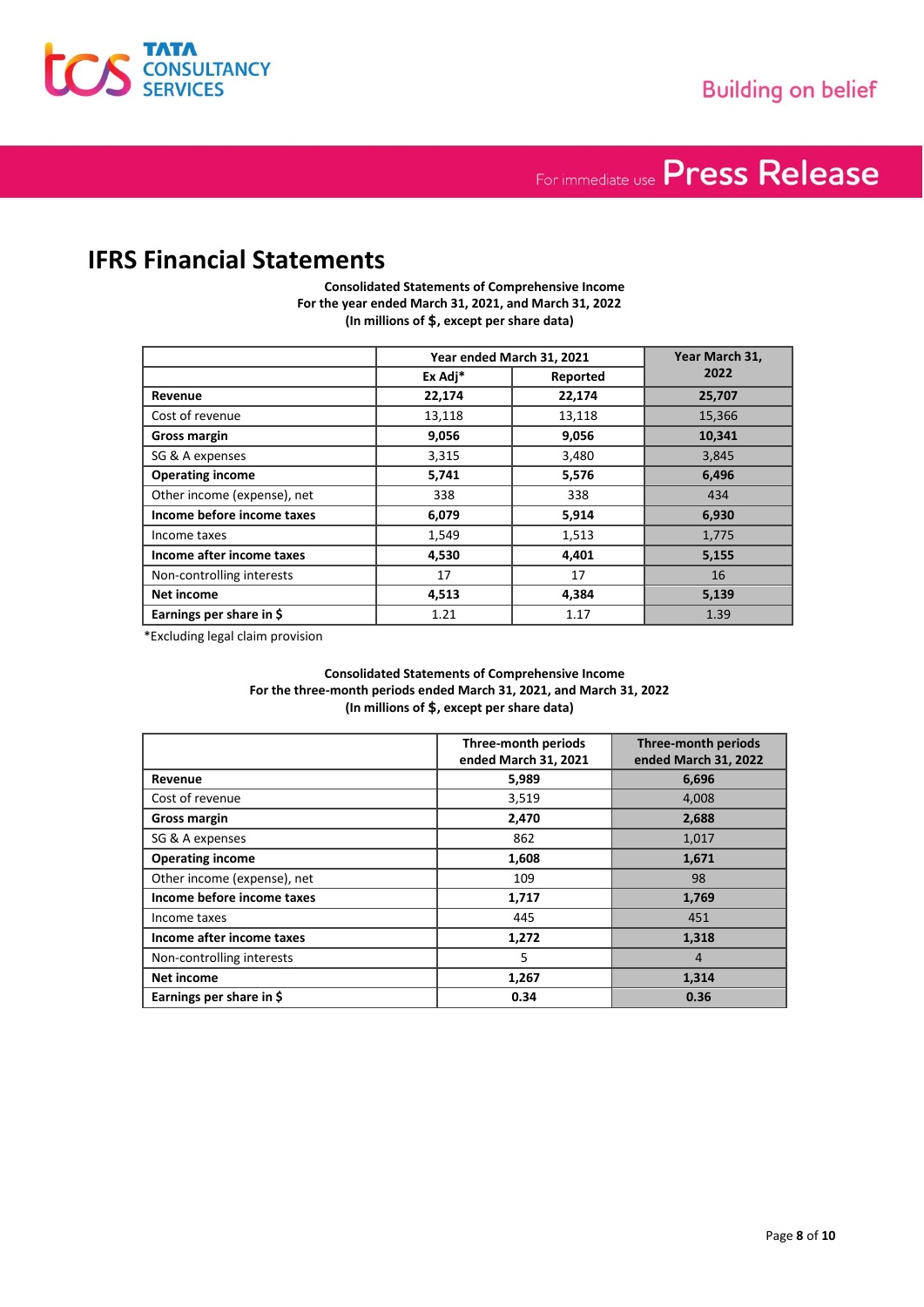# IFRS Financial Statements

**Consolidated Statements of Comprehensive Income**
**For the year ended March 31, 2021, and March 31, 2022**
**(In millions of $, except per share data)**

| | Year ended March 31, 2021 | | Year March 31, 2022 |
|---|---|---|---|
| | Ex Adj* | Reported | |
| **Revenue** | **22,174** | **22,174** | **25,707** |
| Cost of revenue | 13,118 | 13,118 | 15,366 |
| **Gross margin** | **9,056** | **9,056** | **10,341** |
| SG & A expenses | 3,315 | 3,480 | 3,845 |
| **Operating income** | **5,741** | **5,576** | **6,496** |
| Other income (expense), net | 338 | 338 | 434 |
| **Income before income taxes** | **6,079** | **5,914** | **6,930** |
| Income taxes | 1,549 | 1,513 | 1,775 |
| **Income after income taxes** | **4,530** | **4,401** | **5,155** |
| Non-controlling interests | 17 | 17 | 16 |
| **Net income** | **4,513** | **4,384** | **5,139** |
| **Earnings per share in $** | 1.21 | 1.17 | 1.39 |

*Excluding legal claim provision

**Consolidated Statements of Comprehensive Income**
**For the three-month periods ended March 31, 2021, and March 31, 2022**
**(In millions of $, except per share data)**

| | Three-month periods ended March 31, 2021 | Three-month periods ended March 31, 2022 |
|---|---|---|
| **Revenue** | **5,989** | **6,696** |
| Cost of revenue | 3,519 | 4,008 |
| **Gross margin** | **2,470** | **2,688** |
| SG & A expenses | 862 | 1,017 |
| **Operating income** | **1,608** | **1,671** |
| Other income (expense), net | 109 | 98 |
| **Income before income taxes** | **1,717** | **1,769** |
| Income taxes | 445 | 451 |
| **Income after income taxes** | **1,272** | **1,318** |
| Non-controlling interests | 5 | 4 |
| **Net income** | **1,267** | **1,314** |
| **Earnings per share in $** | **0.34** | **0.36** |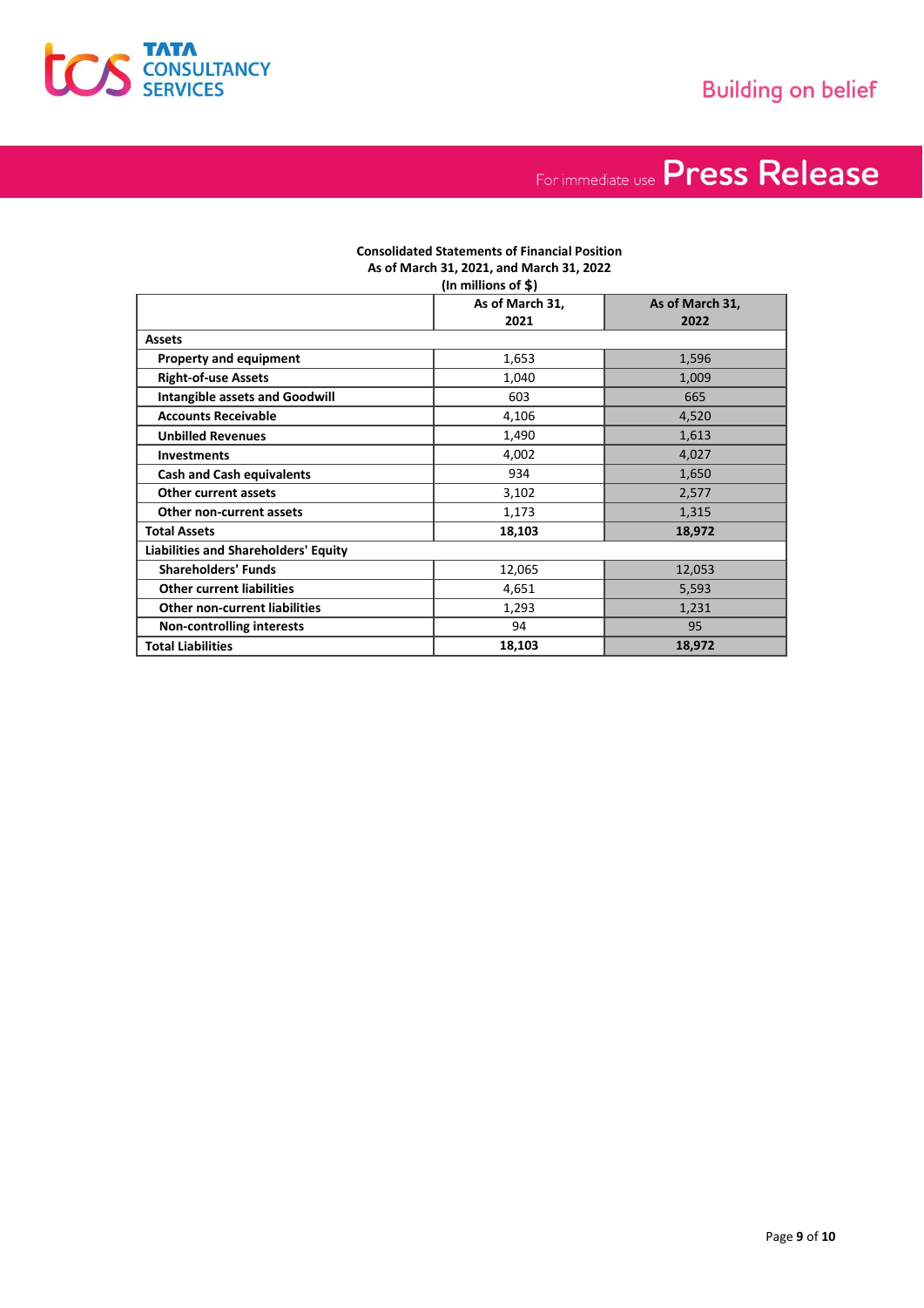**Consolidated Statements of Financial Position**
**As of March 31, 2021, and March 31, 2022**
**(In millions of $)**

| | As of March 31, 2021 | As of March 31, 2022 |
|---|---|---|
| **Assets** | | |
| **Property and equipment** | 1,653 | 1,596 |
| **Right-of-use Assets** | 1,040 | 1,009 |
| **Intangible assets and Goodwill** | 603 | 665 |
| **Accounts Receivable** | 4,106 | 4,520 |
| **Unbilled Revenues** | 1,490 | 1,613 |
| **Investments** | 4,002 | 4,027 |
| **Cash and Cash equivalents** | 934 | 1,650 |
| **Other current assets** | 3,102 | 2,577 |
| **Other non-current assets** | 1,173 | 1,315 |
| **Total Assets** | **18,103** | **18,972** |
| **Liabilities and Shareholders' Equity** | | |
| **Shareholders' Funds** | 12,065 | 12,053 |
| **Other current liabilities** | 4,651 | 5,593 |
| **Other non-current liabilities** | 1,293 | 1,231 |
| **Non-controlling interests** | 94 | 95 |
| **Total Liabilities** | **18,103** | **18,972** |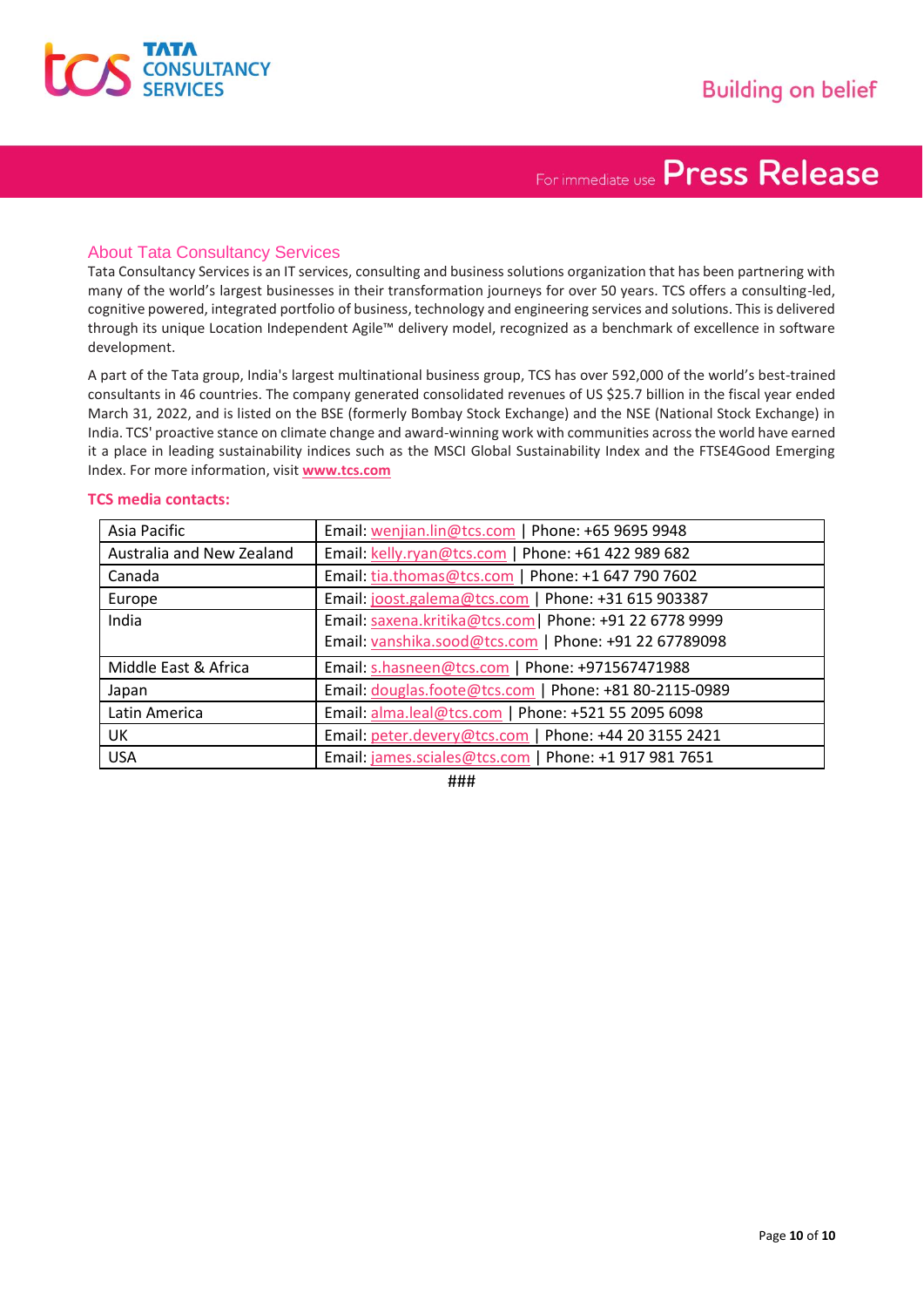## About Tata Consultancy Services

Tata Consultancy Services is an IT services, consulting and business solutions organization that has been partnering with many of the world's largest businesses in their transformation journeys for over 50 years. TCS offers a consulting-led, cognitive powered, integrated portfolio of business, technology and engineering services and solutions. This is delivered through its unique Location Independent Agile™ delivery model, recognized as a benchmark of excellence in software development.

A part of the Tata group, India's largest multinational business group, TCS has over 592,000 of the world's best-trained consultants in 46 countries. The company generated consolidated revenues of US $25.7 billion in the fiscal year ended March 31, 2022, and is listed on the BSE (formerly Bombay Stock Exchange) and the NSE (National Stock Exchange) in India. TCS' proactive stance on climate change and award-winning work with communities across the world have earned it a place in leading sustainability indices such as the MSCI Global Sustainability Index and the FTSE4Good Emerging Index. For more information, visit **www.tcs.com**

**TCS media contacts:**

| | |
|---|---|
| Asia Pacific | Email: wenjian.lin@tcs.com \| Phone: +65 9695 9948 |
| Australia and New Zealand | Email: kelly.ryan@tcs.com \| Phone: +61 422 989 682 |
| Canada | Email: tia.thomas@tcs.com \| Phone: +1 647 790 7602 |
| Europe | Email: joost.galema@tcs.com \| Phone: +31 615 903387 |
| India | Email: saxena.kritika@tcs.com\| Phone: +91 22 6778 9999<br>Email: vanshika.sood@tcs.com \| Phone: +91 22 67789098 |
| Middle East & Africa | Email: s.hasneen@tcs.com \| Phone: +971567471988 |
| Japan | Email: douglas.foote@tcs.com \| Phone: +81 80-2115-0989 |
| Latin America | Email: alma.leal@tcs.com \| Phone: +521 55 2095 6098 |
| UK | Email: peter.devery@tcs.com \| Phone: +44 20 3155 2421 |
| USA | Email: james.sciales@tcs.com \| Phone: +1 917 981 7651 |

###